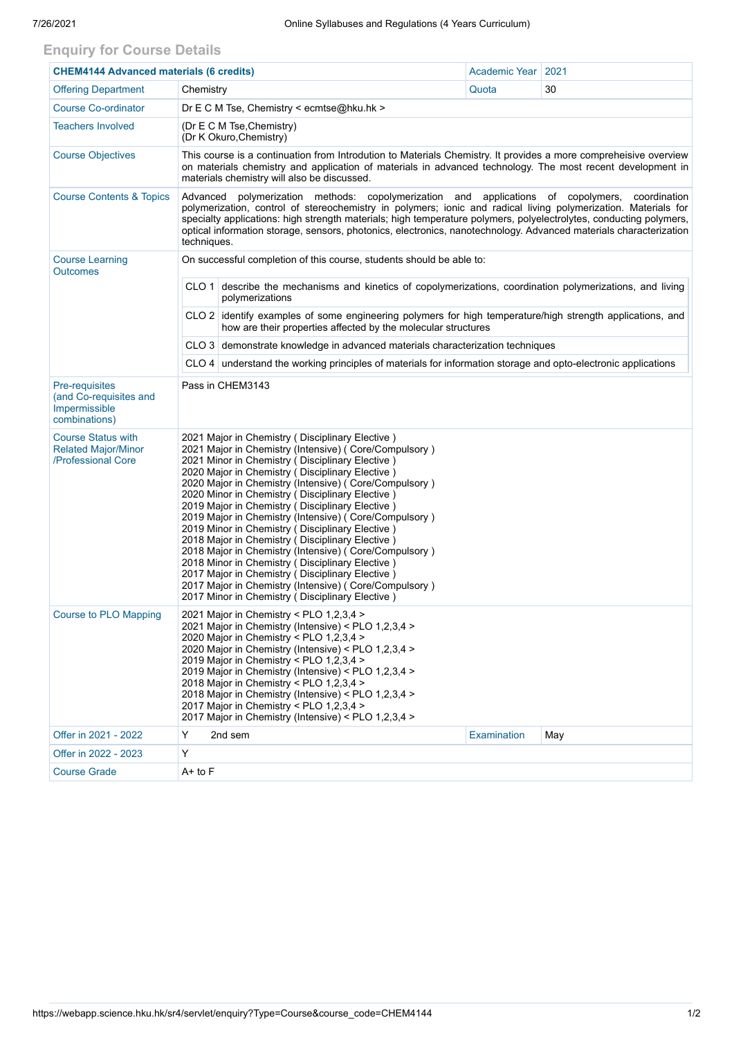## Enquiry for Course Details

| CHEM4144 Advanced materials (6 credits) | | Academic Year | 2021 |
|---|---|---|---|
| Offering Department | Chemistry | Quota | 30 |
| Course Co-ordinator | Dr E C M Tse, Chemistry < ecmtse@hku.hk > | | |
| Teachers Involved | (Dr E C M Tse,Chemistry)<br>(Dr K Okuro,Chemistry) | | |
| Course Objectives | This course is a continuation from Introdution to Materials Chemistry. It provides a more compreheisive overview on materials chemistry and application of materials in advanced technology. The most recent development in materials chemistry will also be discussed. | | |
| Course Contents & Topics | Advanced polymerization methods: copolymerization and applications of copolymers, coordination polymerization, control of stereochemistry in polymers; ionic and radical living polymerization. Materials for specialty applications: high strength materials; high temperature polymers, polyelectrolytes, conducting polymers, optical information storage, sensors, photonics, electronics, nanotechnology. Advanced materials characterization techniques. | | |
| Course Learning Outcomes | On successful completion of this course, students should be able to:<br>CLO 1 describe the mechanisms and kinetics of copolymerizations, coordination polymerizations, and living polymerizations<br>CLO 2 identify examples of some engineering polymers for high temperature/high strength applications, and how are their properties affected by the molecular structures<br>CLO 3 demonstrate knowledge in advanced materials characterization techniques<br>CLO 4 understand the working principles of materials for information storage and opto-electronic applications | | |
| Pre-requisites (and Co-requisites and Impermissible combinations) | Pass in CHEM3143 | | |
| Course Status with Related Major/Minor /Professional Core | 2021 Major in Chemistry ( Disciplinary Elective )<br>2021 Major in Chemistry (Intensive) ( Core/Compulsory )<br>2021 Minor in Chemistry ( Disciplinary Elective )<br>2020 Major in Chemistry ( Disciplinary Elective )<br>2020 Major in Chemistry (Intensive) ( Core/Compulsory )<br>2020 Minor in Chemistry ( Disciplinary Elective )<br>2019 Major in Chemistry ( Disciplinary Elective )<br>2019 Major in Chemistry (Intensive) ( Core/Compulsory )<br>2019 Minor in Chemistry ( Disciplinary Elective )<br>2018 Major in Chemistry ( Disciplinary Elective )<br>2018 Major in Chemistry (Intensive) ( Core/Compulsory )<br>2018 Minor in Chemistry ( Disciplinary Elective )<br>2017 Major in Chemistry ( Disciplinary Elective )<br>2017 Major in Chemistry (Intensive) ( Core/Compulsory )<br>2017 Minor in Chemistry ( Disciplinary Elective ) | | |
| Course to PLO Mapping | 2021 Major in Chemistry < PLO 1,2,3,4 ><br>2021 Major in Chemistry (Intensive) < PLO 1,2,3,4 ><br>2020 Major in Chemistry < PLO 1,2,3,4 ><br>2020 Major in Chemistry (Intensive) < PLO 1,2,3,4 ><br>2019 Major in Chemistry < PLO 1,2,3,4 ><br>2019 Major in Chemistry (Intensive) < PLO 1,2,3,4 ><br>2018 Major in Chemistry < PLO 1,2,3,4 ><br>2018 Major in Chemistry (Intensive) < PLO 1,2,3,4 ><br>2017 Major in Chemistry < PLO 1,2,3,4 ><br>2017 Major in Chemistry (Intensive) < PLO 1,2,3,4 > | | |
| Offer in 2021 - 2022 | Y 2nd sem | Examination | May |
| Offer in 2022 - 2023 | Y | | |
| Course Grade | A+ to F | | |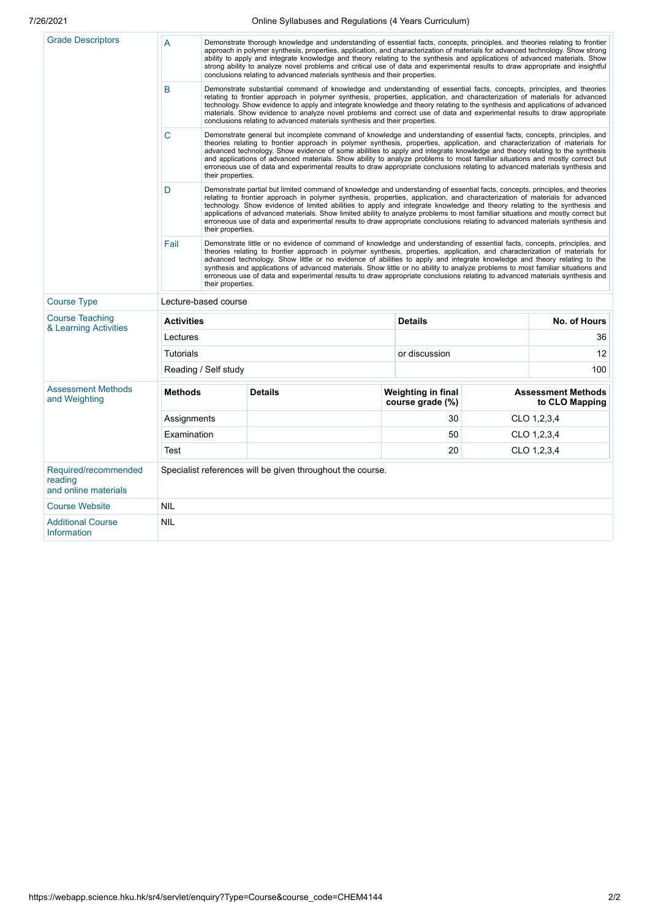| | | |
|---|---|---|
| Grade Descriptors | A | Demonstrate thorough knowledge and understanding of essential facts, concepts, principles, and theories relating to frontier approach in polymer synthesis, properties, application, and characterization of materials for advanced technology. Show strong ability to apply and integrate knowledge and theory relating to the synthesis and applications of advanced materials. Show strong ability to analyze novel problems and critical use of data and experimental results to draw appropriate and insightful conclusions relating to advanced materials synthesis and their properties. |
| | B | Demonstrate substantial command of knowledge and understanding of essential facts, concepts, principles, and theories relating to frontier approach in polymer synthesis, properties, application, and characterization of materials for advanced technology. Show evidence to apply and integrate knowledge and theory relating to the synthesis and applications of advanced materials. Show evidence to analyze novel problems and correct use of data and experimental results to draw appropriate conclusions relating to advanced materials synthesis and their properties. |
| | C | Demonstrate general but incomplete command of knowledge and understanding of essential facts, concepts, principles, and theories relating to frontier approach in polymer synthesis, properties, application, and characterization of materials for advanced technology. Show evidence of some abilities to apply and integrate knowledge and theory relating to the synthesis and applications of advanced materials. Show ability to analyze problems to most familiar situations and mostly correct but erroneous use of data and experimental results to draw appropriate conclusions relating to advanced materials synthesis and their properties. |
| | D | Demonstrate partial but limited command of knowledge and understanding of essential facts, concepts, principles, and theories relating to frontier approach in polymer synthesis, properties, application, and characterization of materials for advanced technology. Show evidence of limited abilities to apply and integrate knowledge and theory relating to the synthesis and applications of advanced materials. Show limited ability to analyze problems to most familiar situations and mostly correct but erroneous use of data and experimental results to draw appropriate conclusions relating to advanced materials synthesis and their properties. |
| | Fail | Demonstrate little or no evidence of command of knowledge and understanding of essential facts, concepts, principles, and theories relating to frontier approach in polymer synthesis, properties, application, and characterization of materials for advanced technology. Show little or no evidence of abilities to apply and integrate knowledge and theory relating to the synthesis and applications of advanced materials. Show little or no ability to analyze problems to most familiar situations and erroneous use of data and experimental results to draw appropriate conclusions relating to advanced materials synthesis and their properties. |

**Course Type:** Lecture-based course

**Course Teaching & Learning Activities**

| Activities | Details | No. of Hours |
|---|---|---|
| Lectures | | 36 |
| Tutorials | or discussion | 12 |
| Reading / Self study | | 100 |

**Assessment Methods and Weighting**

| Methods | Details | Weighting in final course grade (%) | Assessment Methods to CLO Mapping |
|---|---|---|---|
| Assignments | | 30 | CLO 1,2,3,4 |
| Examination | | 50 | CLO 1,2,3,4 |
| Test | | 20 | CLO 1,2,3,4 |

**Required/recommended reading and online materials:** Specialist references will be given throughout the course.

**Course Website:** NIL

**Additional Course Information:** NIL